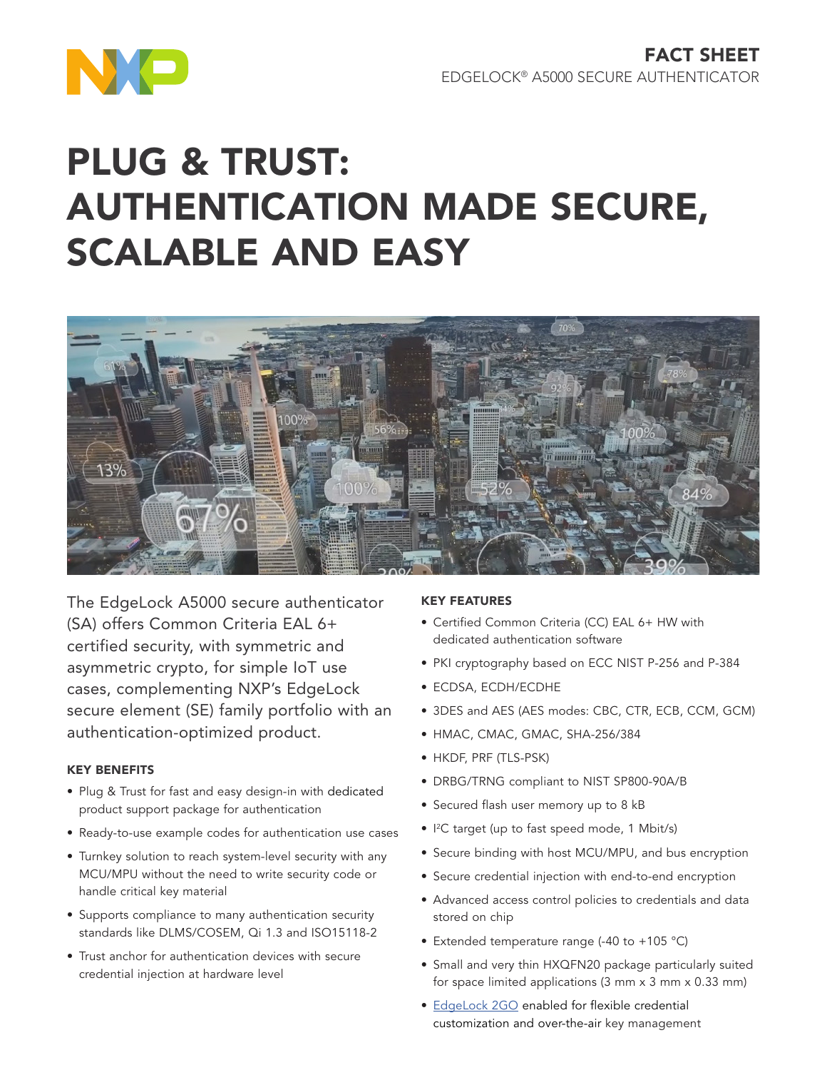FACT SHEET
EDGELOCK® A5000 SECURE AUTHENTICATOR

# PLUG & TRUST: AUTHENTICATION MADE SECURE, SCALABLE AND EASY

The EdgeLock A5000 secure authenticator (SA) offers Common Criteria EAL 6+ certified security, with symmetric and asymmetric crypto, for simple IoT use cases, complementing NXP's EdgeLock secure element (SE) family portfolio with an authentication-optimized product.

### KEY BENEFITS

- Plug & Trust for fast and easy design-in with dedicated product support package for authentication
- Ready-to-use example codes for authentication use cases
- Turnkey solution to reach system-level security with any MCU/MPU without the need to write security code or handle critical key material
- Supports compliance to many authentication security standards like DLMS/COSEM, Qi 1.3 and ISO15118-2
- Trust anchor for authentication devices with secure credential injection at hardware level

### KEY FEATURES

- Certified Common Criteria (CC) EAL 6+ HW with dedicated authentication software
- PKI cryptography based on ECC NIST P-256 and P-384
- ECDSA, ECDH/ECDHE
- 3DES and AES (AES modes: CBC, CTR, ECB, CCM, GCM)
- HMAC, CMAC, GMAC, SHA-256/384
- HKDF, PRF (TLS-PSK)
- DRBG/TRNG compliant to NIST SP800-90A/B
- Secured flash user memory up to 8 kB
- I²C target (up to fast speed mode, 1 Mbit/s)
- Secure binding with host MCU/MPU, and bus encryption
- Secure credential injection with end-to-end encryption
- Advanced access control policies to credentials and data stored on chip
- Extended temperature range (-40 to +105 °C)
- Small and very thin HXQFN20 package particularly suited for space limited applications (3 mm x 3 mm x 0.33 mm)
- EdgeLock 2GO enabled for flexible credential customization and over-the-air key management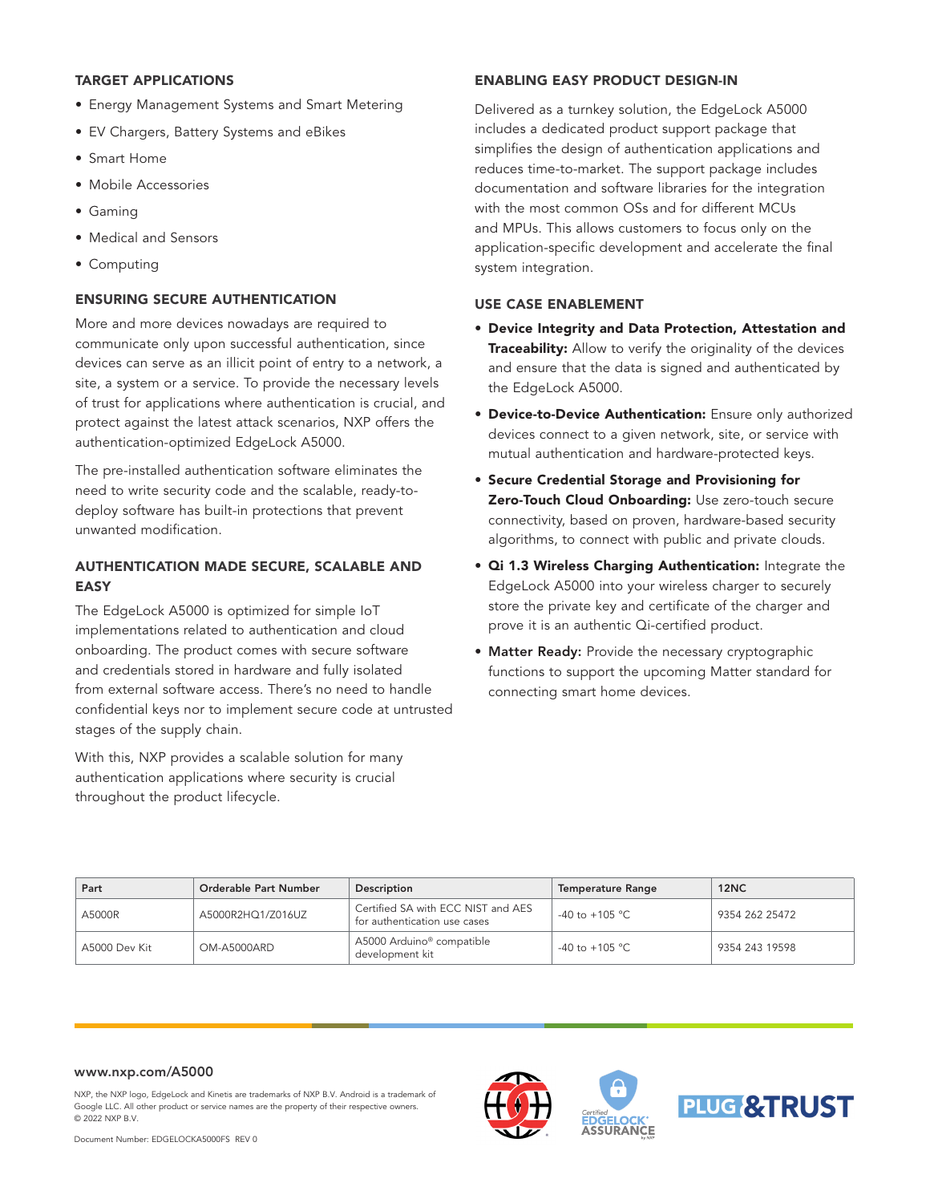## TARGET APPLICATIONS

- Energy Management Systems and Smart Metering
- EV Chargers, Battery Systems and eBikes
- Smart Home
- Mobile Accessories
- Gaming
- Medical and Sensors
- Computing

## ENSURING SECURE AUTHENTICATION

More and more devices nowadays are required to communicate only upon successful authentication, since devices can serve as an illicit point of entry to a network, a site, a system or a service. To provide the necessary levels of trust for applications where authentication is crucial, and protect against the latest attack scenarios, NXP offers the authentication-optimized EdgeLock A5000.

The pre-installed authentication software eliminates the need to write security code and the scalable, ready-to-deploy software has built-in protections that prevent unwanted modification.

## AUTHENTICATION MADE SECURE, SCALABLE AND EASY

The EdgeLock A5000 is optimized for simple IoT implementations related to authentication and cloud onboarding. The product comes with secure software and credentials stored in hardware and fully isolated from external software access. There's no need to handle confidential keys nor to implement secure code at untrusted stages of the supply chain.

With this, NXP provides a scalable solution for many authentication applications where security is crucial throughout the product lifecycle.

## ENABLING EASY PRODUCT DESIGN-IN

Delivered as a turnkey solution, the EdgeLock A5000 includes a dedicated product support package that simplifies the design of authentication applications and reduces time-to-market. The support package includes documentation and software libraries for the integration with the most common OSs and for different MCUs and MPUs. This allows customers to focus only on the application-specific development and accelerate the final system integration.

## USE CASE ENABLEMENT

- **Device Integrity and Data Protection, Attestation and Traceability:** Allow to verify the originality of the devices and ensure that the data is signed and authenticated by the EdgeLock A5000.
- **Device-to-Device Authentication:** Ensure only authorized devices connect to a given network, site, or service with mutual authentication and hardware-protected keys.
- **Secure Credential Storage and Provisioning for Zero-Touch Cloud Onboarding:** Use zero-touch secure connectivity, based on proven, hardware-based security algorithms, to connect with public and private clouds.
- **Qi 1.3 Wireless Charging Authentication:** Integrate the EdgeLock A5000 into your wireless charger to securely store the private key and certificate of the charger and prove it is an authentic Qi-certified product.
- **Matter Ready:** Provide the necessary cryptographic functions to support the upcoming Matter standard for connecting smart home devices.

| Part | Orderable Part Number | Description | Temperature Range | 12NC |
| --- | --- | --- | --- | --- |
| A5000R | A5000R2HQ1/Z016UZ | Certified SA with ECC NIST and AES for authentication use cases | -40 to +105 °C | 9354 262 25472 |
| A5000 Dev Kit | OM-A5000ARD | A5000 Arduino® compatible development kit | -40 to +105 °C | 9354 243 19598 |

**www.nxp.com/A5000**

NXP, the NXP logo, EdgeLock and Kinetis are trademarks of NXP B.V. Android is a trademark of Google LLC. All other product or service names are the property of their respective owners. © 2022 NXP B.V.

Document Number: EDGELOCKA5000FS REV 0